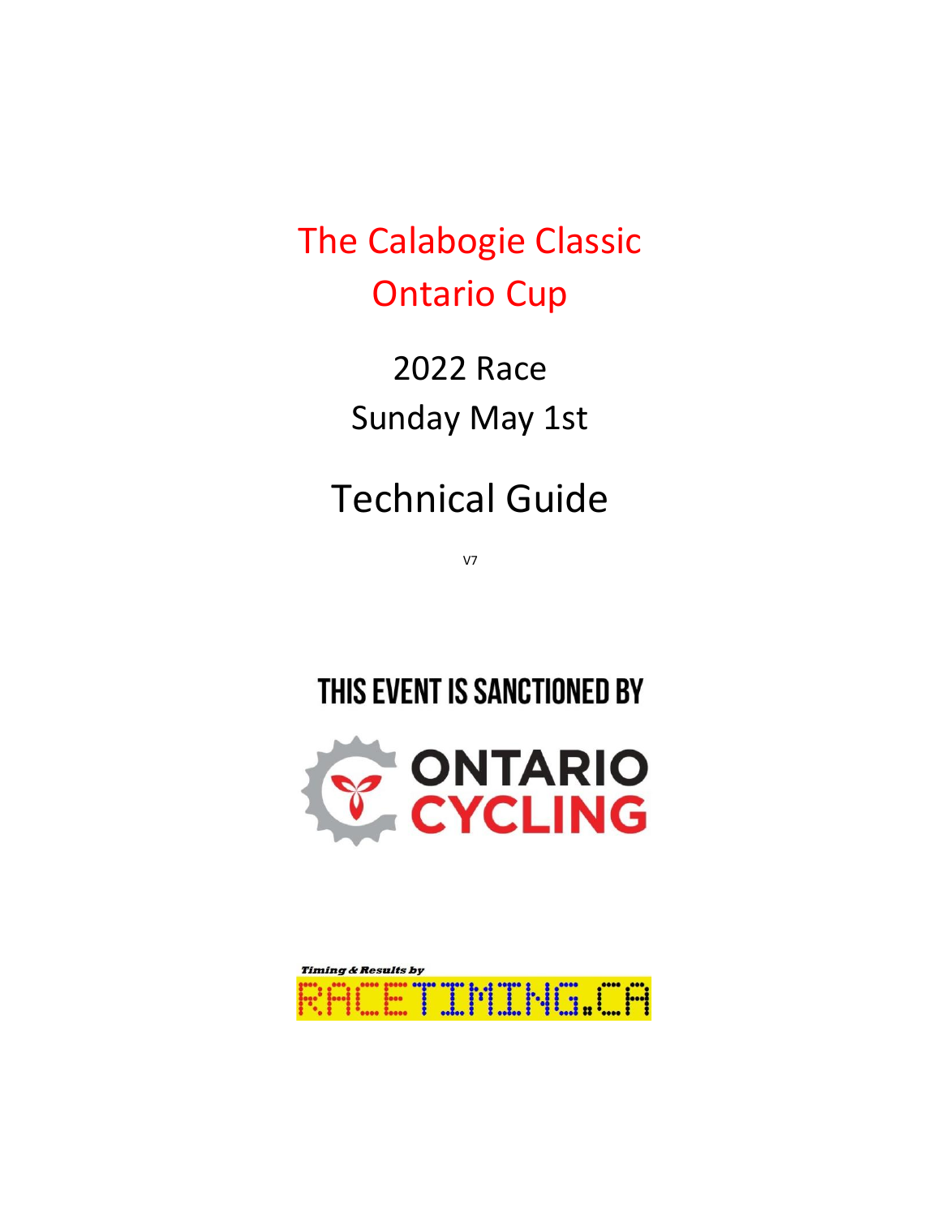# The Calabogie Classic
# Ontario Cup

## 2022 Race
## Sunday May 1st

# Technical Guide

V7

THIS EVENT IS SANCTIONED BY

ONTARIO CYCLING

*Timing & Results by*

RACETIMING.CA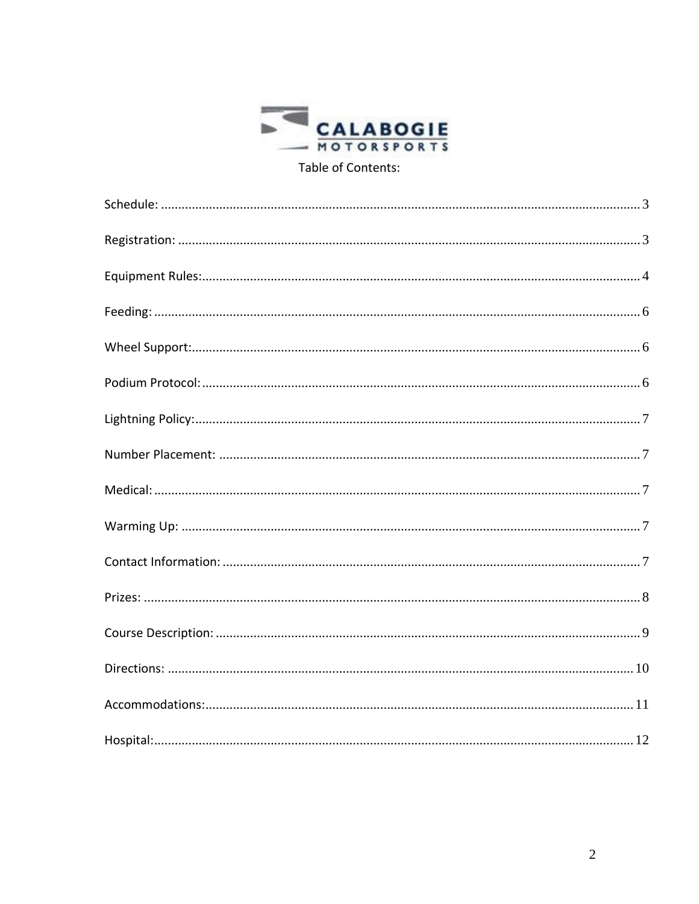Table of Contents:

Schedule: .......... 3

Registration: .......... 3

Equipment Rules: .......... 4

Feeding: .......... 6

Wheel Support: .......... 6

Podium Protocol: .......... 6

Lightning Policy: .......... 7

Number Placement: .......... 7

Medical: .......... 7

Warming Up: .......... 7

Contact Information: .......... 7

Prizes: .......... 8

Course Description: .......... 9

Directions: .......... 10

Accommodations: .......... 11

Hospital: .......... 12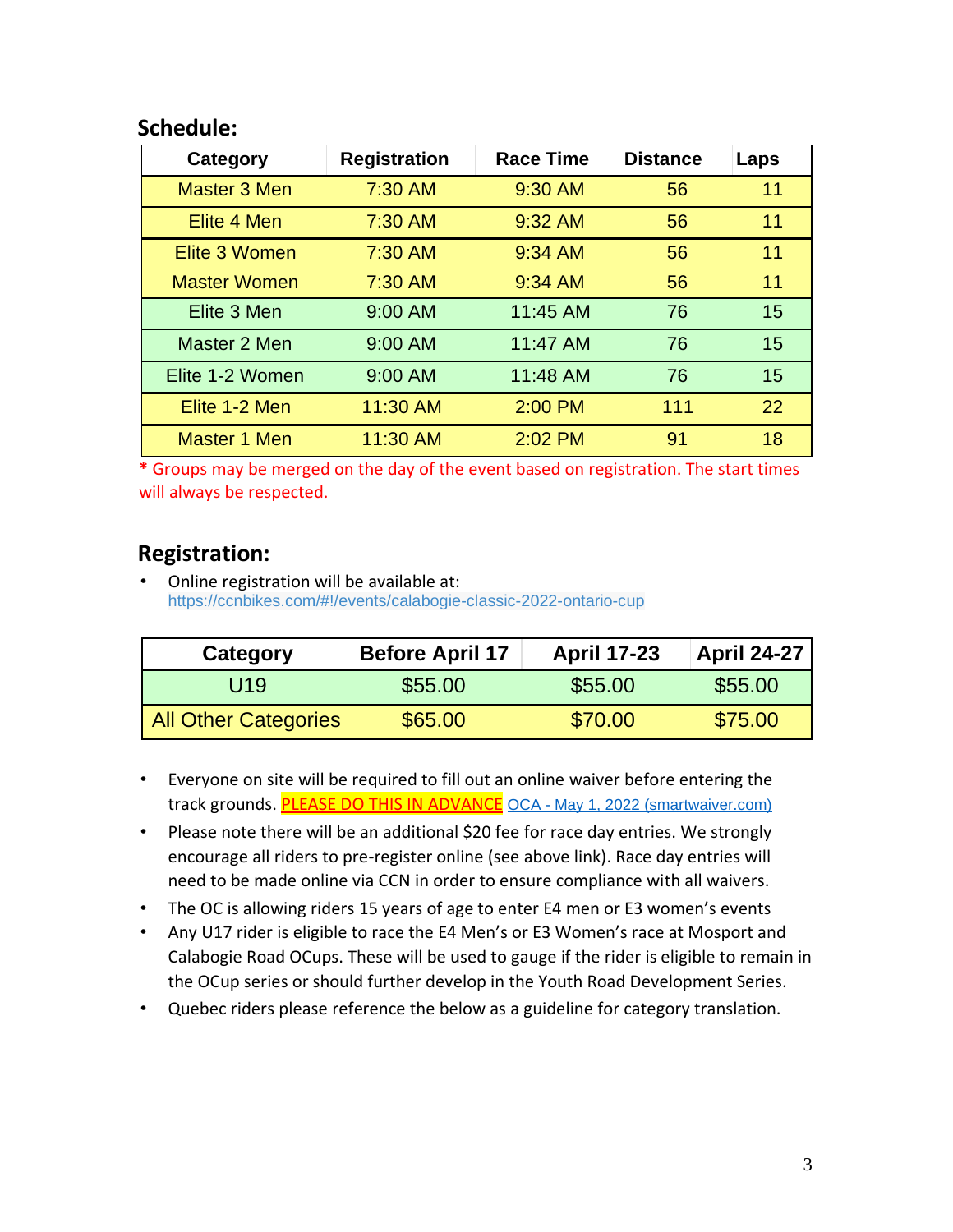## Schedule:

| Category | Registration | Race Time | Distance | Laps |
|---|---|---|---|---|
| Master 3 Men | 7:30 AM | 9:30 AM | 56 | 11 |
| Elite 4 Men | 7:30 AM | 9:32 AM | 56 | 11 |
| Elite 3 Women | 7:30 AM | 9:34 AM | 56 | 11 |
| Master Women | 7:30 AM | 9:34 AM | 56 | 11 |
| Elite 3 Men | 9:00 AM | 11:45 AM | 76 | 15 |
| Master 2 Men | 9:00 AM | 11:47 AM | 76 | 15 |
| Elite 1-2 Women | 9:00 AM | 11:48 AM | 76 | 15 |
| Elite 1-2 Men | 11:30 AM | 2:00 PM | 111 | 22 |
| Master 1 Men | 11:30 AM | 2:02 PM | 91 | 18 |

* Groups may be merged on the day of the event based on registration. The start times will always be respected.

## Registration:

- Online registration will be available at: https://ccnbikes.com/#!/events/calabogie-classic-2022-ontario-cup

| Category | Before April 17 | April 17-23 | April 24-27 |
|---|---|---|---|
| U19 | $55.00 | $55.00 | $55.00 |
| All Other Categories | $65.00 | $70.00 | $75.00 |

- Everyone on site will be required to fill out an online waiver before entering the track grounds. PLEASE DO THIS IN ADVANCE OCA - May 1, 2022 (smartwaiver.com)
- Please note there will be an additional $20 fee for race day entries. We strongly encourage all riders to pre-register online (see above link). Race day entries will need to be made online via CCN in order to ensure compliance with all waivers.
- The OC is allowing riders 15 years of age to enter E4 men or E3 women's events
- Any U17 rider is eligible to race the E4 Men's or E3 Women's race at Mosport and Calabogie Road OCups. These will be used to gauge if the rider is eligible to remain in the OCup series or should further develop in the Youth Road Development Series.
- Quebec riders please reference the below as a guideline for category translation.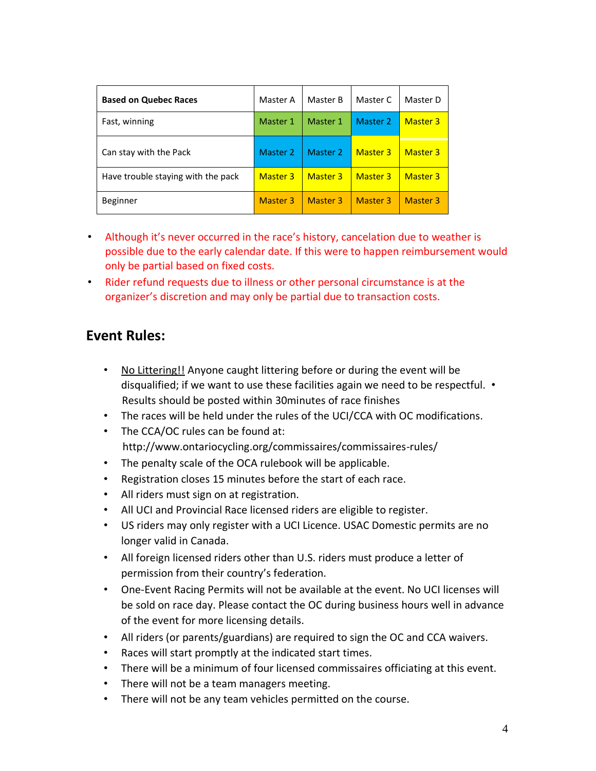| Based on Quebec Races | Master A | Master B | Master C | Master D |
|---|---|---|---|---|
| Fast, winning | Master 1 | Master 1 | Master 2 | Master 3 |
| Can stay with the Pack | Master 2 | Master 2 | Master 3 | Master 3 |
| Have trouble staying with the pack | Master 3 | Master 3 | Master 3 | Master 3 |
| Beginner | Master 3 | Master 3 | Master 3 | Master 3 |

- Although it's never occurred in the race's history, cancelation due to weather is possible due to the early calendar date. If this were to happen reimbursement would only be partial based on fixed costs.
- Rider refund requests due to illness or other personal circumstance is at the organizer's discretion and may only be partial due to transaction costs.

## Event Rules:

- No Littering!! Anyone caught littering before or during the event will be disqualified; if we want to use these facilities again we need to be respectful.
- Results should be posted within 30minutes of race finishes
- The races will be held under the rules of the UCI/CCA with OC modifications.
- The CCA/OC rules can be found at: http://www.ontariocycling.org/commissaires/commissaires-rules/
- The penalty scale of the OCA rulebook will be applicable.
- Registration closes 15 minutes before the start of each race.
- All riders must sign on at registration.
- All UCI and Provincial Race licensed riders are eligible to register.
- US riders may only register with a UCI Licence. USAC Domestic permits are no longer valid in Canada.
- All foreign licensed riders other than U.S. riders must produce a letter of permission from their country's federation.
- One-Event Racing Permits will not be available at the event. No UCI licenses will be sold on race day. Please contact the OC during business hours well in advance of the event for more licensing details.
- All riders (or parents/guardians) are required to sign the OC and CCA waivers.
- Races will start promptly at the indicated start times.
- There will be a minimum of four licensed commissaires officiating at this event.
- There will not be a team managers meeting.
- There will not be any team vehicles permitted on the course.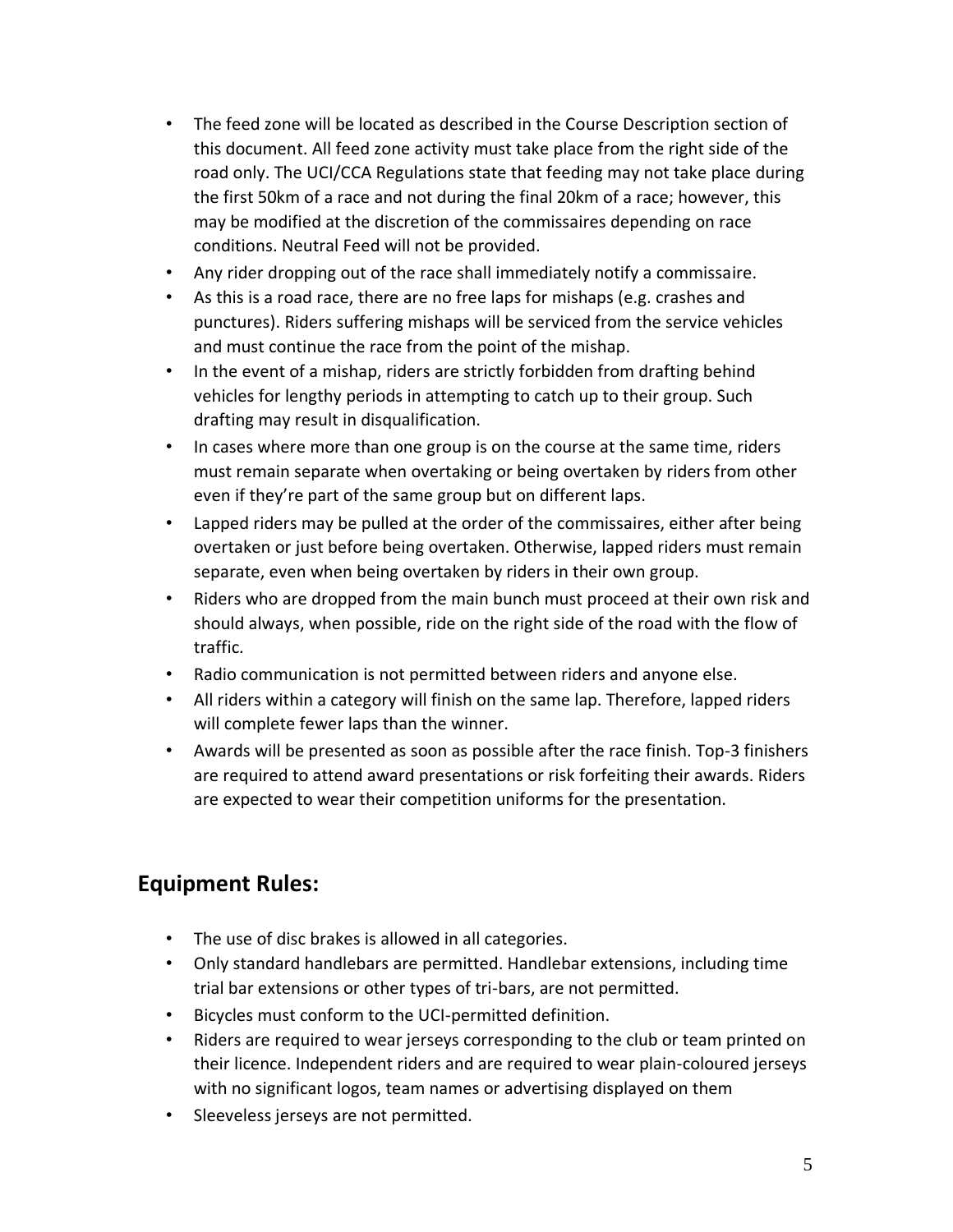- The feed zone will be located as described in the Course Description section of this document. All feed zone activity must take place from the right side of the road only. The UCI/CCA Regulations state that feeding may not take place during the first 50km of a race and not during the final 20km of a race; however, this may be modified at the discretion of the commissaires depending on race conditions. Neutral Feed will not be provided.
- Any rider dropping out of the race shall immediately notify a commissaire.
- As this is a road race, there are no free laps for mishaps (e.g. crashes and punctures). Riders suffering mishaps will be serviced from the service vehicles and must continue the race from the point of the mishap.
- In the event of a mishap, riders are strictly forbidden from drafting behind vehicles for lengthy periods in attempting to catch up to their group. Such drafting may result in disqualification.
- In cases where more than one group is on the course at the same time, riders must remain separate when overtaking or being overtaken by riders from other even if they're part of the same group but on different laps.
- Lapped riders may be pulled at the order of the commissaires, either after being overtaken or just before being overtaken. Otherwise, lapped riders must remain separate, even when being overtaken by riders in their own group.
- Riders who are dropped from the main bunch must proceed at their own risk and should always, when possible, ride on the right side of the road with the flow of traffic.
- Radio communication is not permitted between riders and anyone else.
- All riders within a category will finish on the same lap. Therefore, lapped riders will complete fewer laps than the winner.
- Awards will be presented as soon as possible after the race finish. Top-3 finishers are required to attend award presentations or risk forfeiting their awards. Riders are expected to wear their competition uniforms for the presentation.

## Equipment Rules:

- The use of disc brakes is allowed in all categories.
- Only standard handlebars are permitted. Handlebar extensions, including time trial bar extensions or other types of tri-bars, are not permitted.
- Bicycles must conform to the UCI-permitted definition.
- Riders are required to wear jerseys corresponding to the club or team printed on their licence. Independent riders and are required to wear plain-coloured jerseys with no significant logos, team names or advertising displayed on them
- Sleeveless jerseys are not permitted.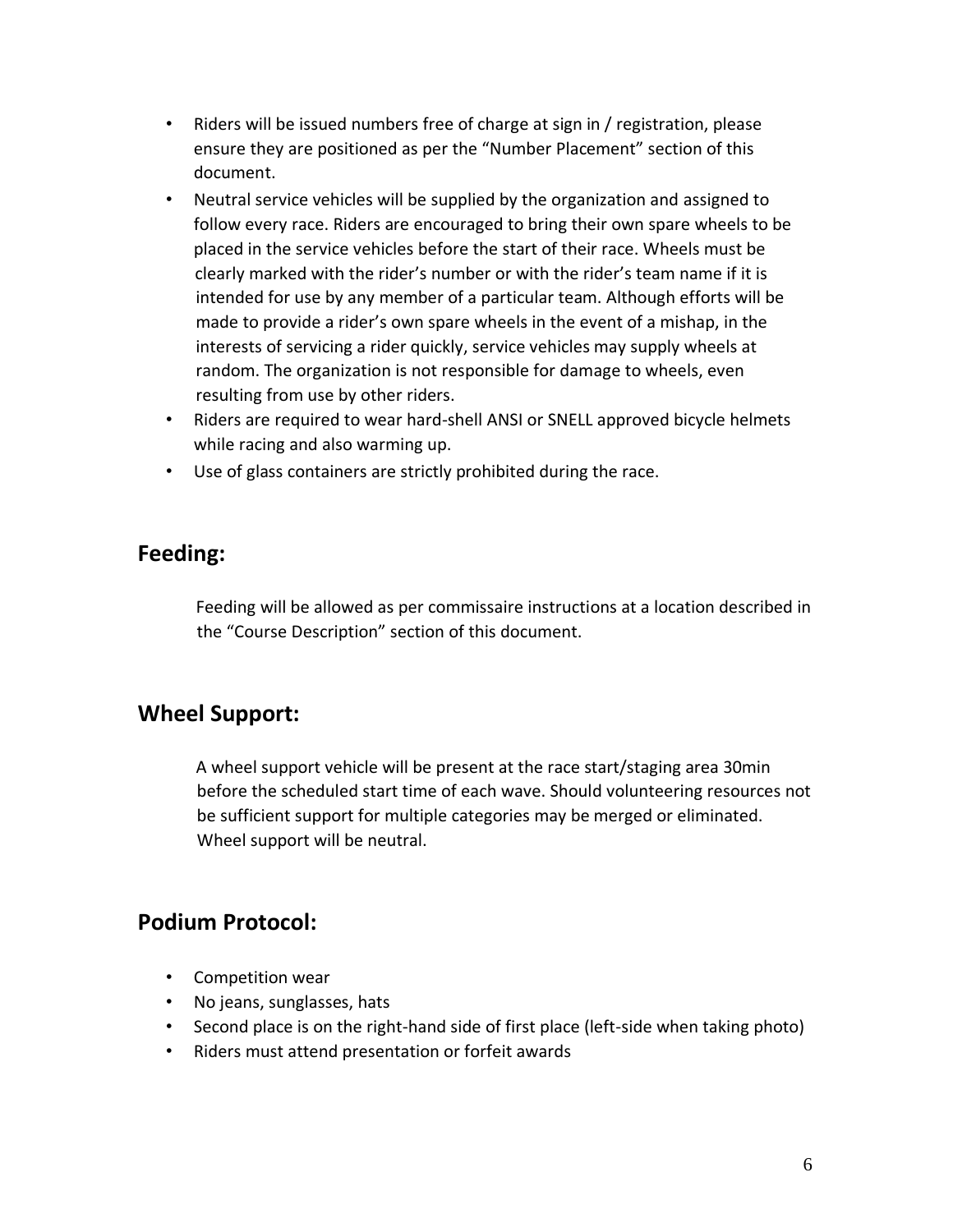- Riders will be issued numbers free of charge at sign in / registration, please ensure they are positioned as per the "Number Placement" section of this document.
- Neutral service vehicles will be supplied by the organization and assigned to follow every race. Riders are encouraged to bring their own spare wheels to be placed in the service vehicles before the start of their race. Wheels must be clearly marked with the rider's number or with the rider's team name if it is intended for use by any member of a particular team. Although efforts will be made to provide a rider's own spare wheels in the event of a mishap, in the interests of servicing a rider quickly, service vehicles may supply wheels at random. The organization is not responsible for damage to wheels, even resulting from use by other riders.
- Riders are required to wear hard-shell ANSI or SNELL approved bicycle helmets while racing and also warming up.
- Use of glass containers are strictly prohibited during the race.

## Feeding:

Feeding will be allowed as per commissaire instructions at a location described in the "Course Description" section of this document.

## Wheel Support:

A wheel support vehicle will be present at the race start/staging area 30min before the scheduled start time of each wave. Should volunteering resources not be sufficient support for multiple categories may be merged or eliminated. Wheel support will be neutral.

## Podium Protocol:

- Competition wear
- No jeans, sunglasses, hats
- Second place is on the right-hand side of first place (left-side when taking photo)
- Riders must attend presentation or forfeit awards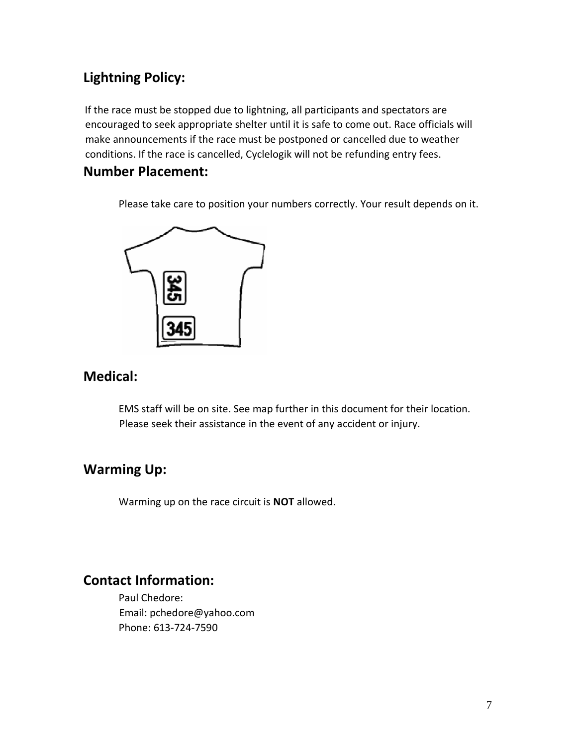## Lightning Policy:

If the race must be stopped due to lightning, all participants and spectators are encouraged to seek appropriate shelter until it is safe to come out. Race officials will make announcements if the race must be postponed or cancelled due to weather conditions. If the race is cancelled, Cyclelogik will not be refunding entry fees.

## Number Placement:

Please take care to position your numbers correctly. Your result depends on it.

## Medical:

EMS staff will be on site. See map further in this document for their location. Please seek their assistance in the event of any accident or injury.

## Warming Up:

Warming up on the race circuit is **NOT** allowed.

## Contact Information:

Paul Chedore:
Email: pchedore@yahoo.com
Phone: 613-724-7590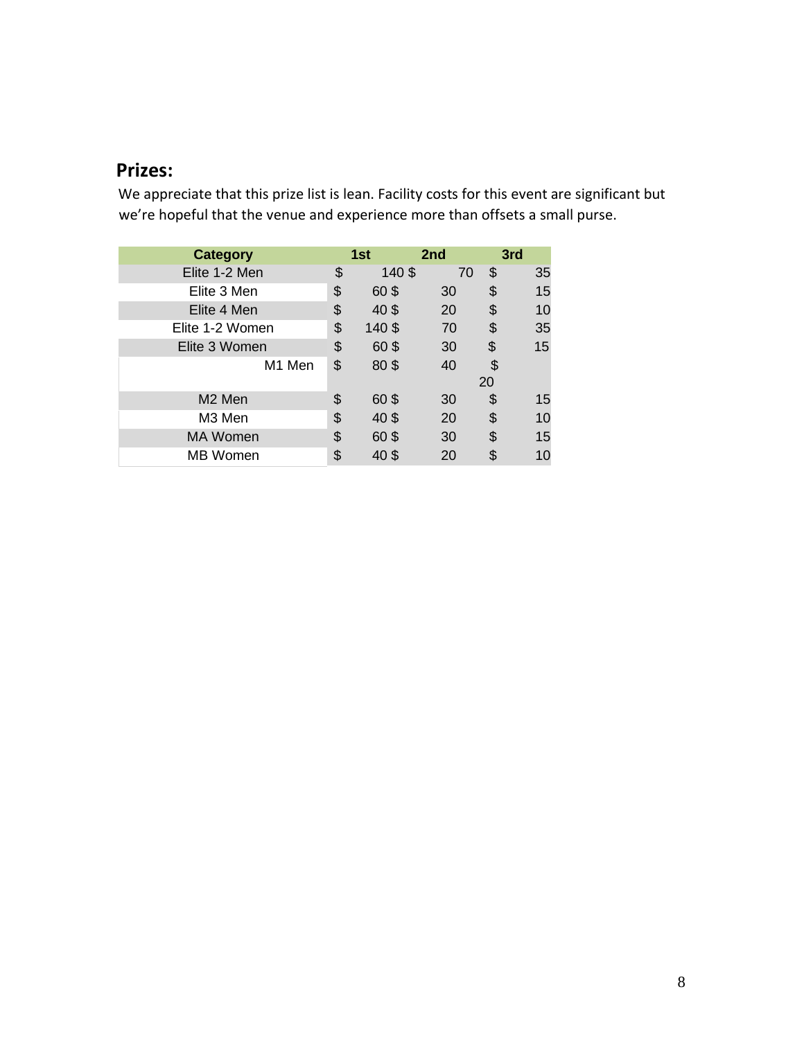## Prizes:

We appreciate that this prize list is lean. Facility costs for this event are significant but we're hopeful that the venue and experience more than offsets a small purse.

| Category | 1st | 2nd | 3rd |
|---|---|---|---|
| Elite 1-2 Men | $ 140 | $ 70 | $ 35 |
| Elite 3 Men | $ 60 | $ 30 | $ 15 |
| Elite 4 Men | $ 40 | $ 20 | $ 10 |
| Elite 1-2 Women | $ 140 | $ 70 | $ 35 |
| Elite 3 Women | $ 60 | $ 30 | $ 15 |
| M1 Men | $ 80 | $ 40 | $ 20 |
| M2 Men | $ 60 | $ 30 | $ 15 |
| M3 Men | $ 40 | $ 20 | $ 10 |
| MA Women | $ 60 | $ 30 | $ 15 |
| MB Women | $ 40 | $ 20 | $ 10 |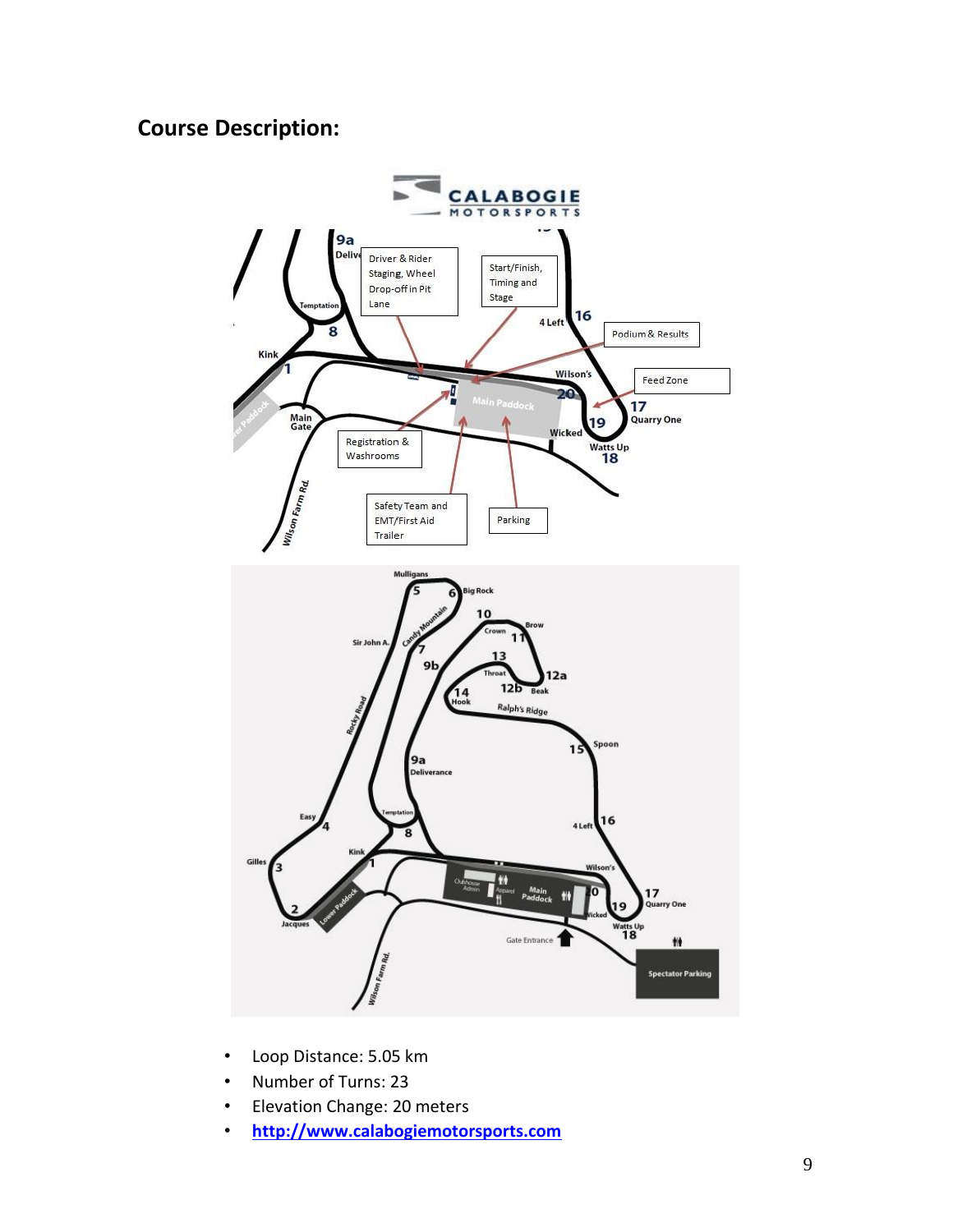## Course Description:

- Loop Distance: 5.05 km
- Number of Turns: 23
- Elevation Change: 20 meters
- [http://www.calabogiemotorsports.com](http://www.calabogiemotorsports.com)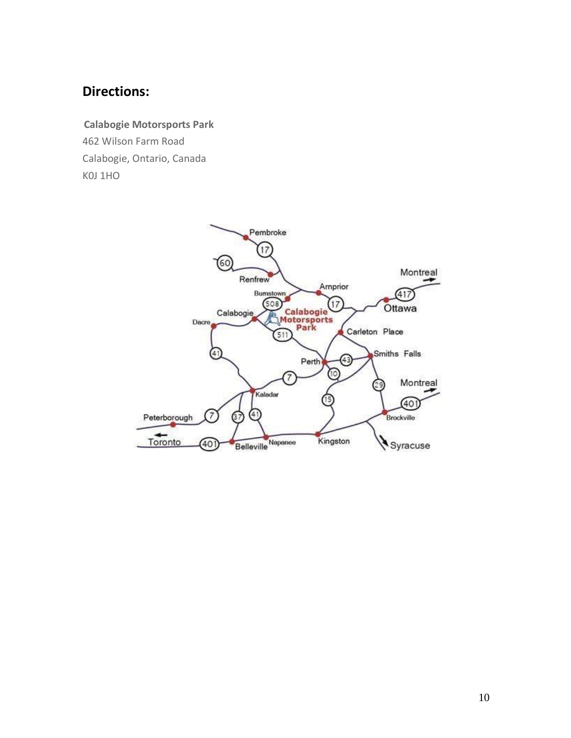## Directions:

**Calabogie Motorsports Park**
462 Wilson Farm Road
Calabogie, Ontario, Canada
K0J 1HO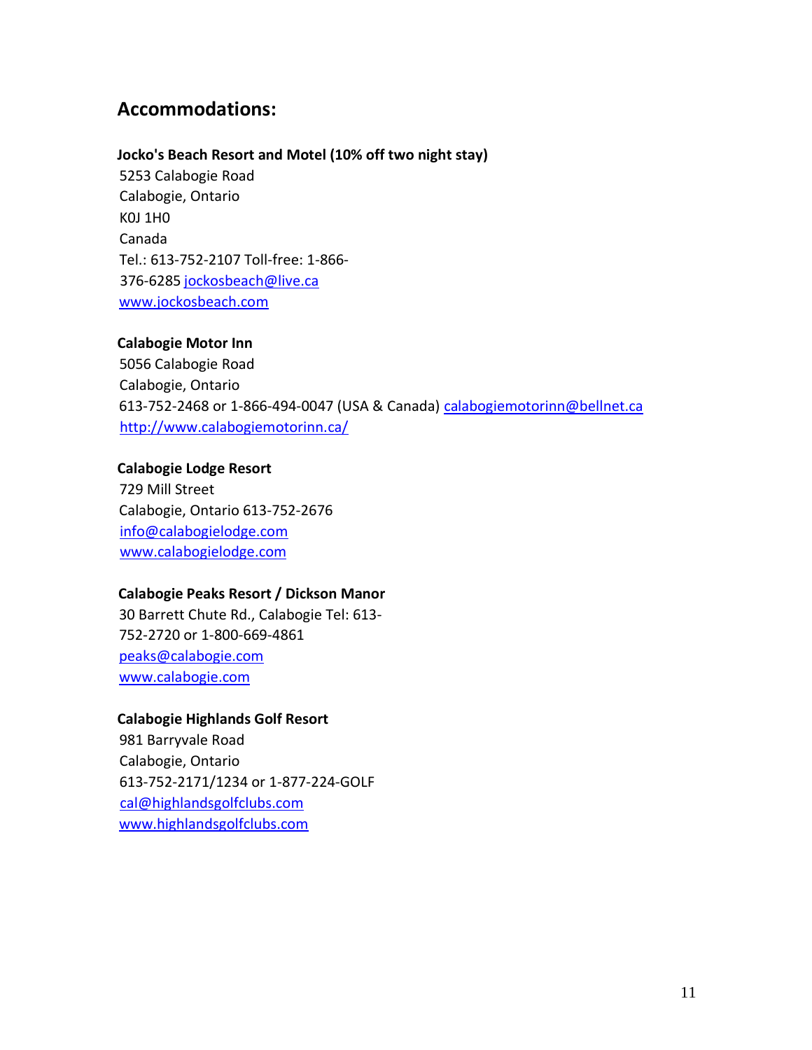## Accommodations:

**Jocko's Beach Resort and Motel (10% off two night stay)**
5253 Calabogie Road
Calabogie, Ontario
K0J 1H0
Canada
Tel.: 613-752-2107 Toll-free: 1-866-376-6285 jockosbeach@live.ca
www.jockosbeach.com

**Calabogie Motor Inn**
5056 Calabogie Road
Calabogie, Ontario
613-752-2468 or 1-866-494-0047 (USA & Canada) calabogiemotorinn@bellnet.ca
http://www.calabogiemotorinn.ca/

**Calabogie Lodge Resort**
729 Mill Street
Calabogie, Ontario 613-752-2676
info@calabogielodge.com
www.calabogielodge.com

**Calabogie Peaks Resort / Dickson Manor**
30 Barrett Chute Rd., Calabogie Tel: 613-752-2720 or 1-800-669-4861
peaks@calabogie.com
www.calabogie.com

**Calabogie Highlands Golf Resort**
981 Barryvale Road
Calabogie, Ontario
613-752-2171/1234 or 1-877-224-GOLF
cal@highlandsgolfclubs.com
www.highlandsgolfclubs.com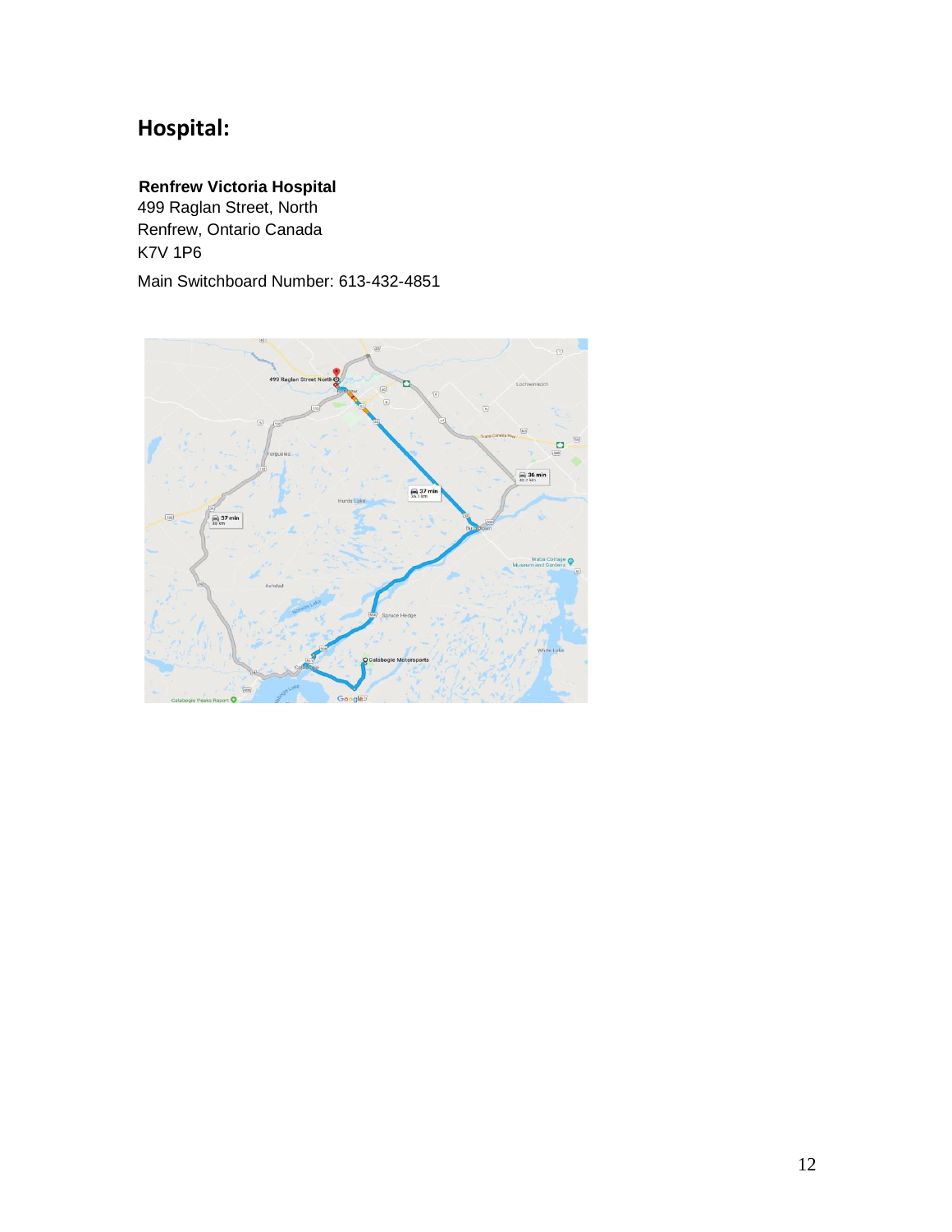## Hospital:

**Renfrew Victoria Hospital**
499 Raglan Street, North
Renfrew, Ontario Canada
K7V 1P6

Main Switchboard Number: 613-432-4851